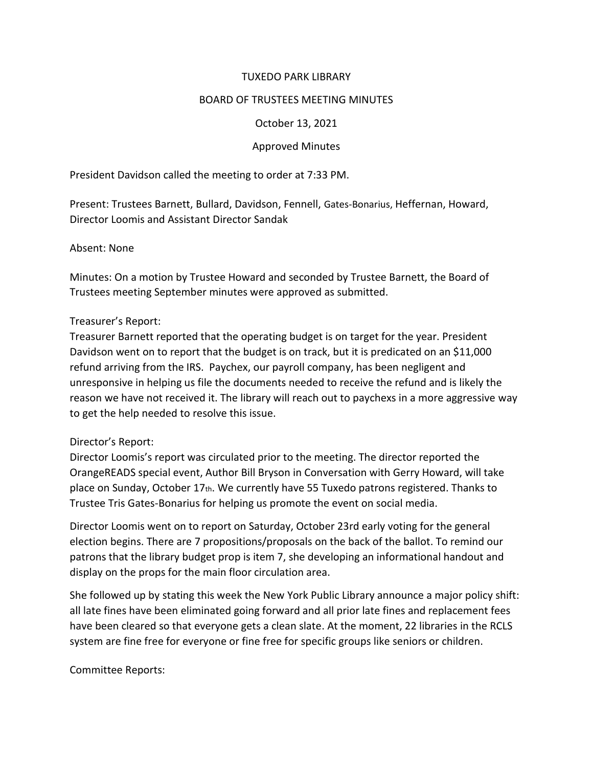# TUXEDO PARK LIBRARY

## BOARD OF TRUSTEES MEETING MINUTES

October 13, 2021

Approved Minutes

President Davidson called the meeting to order at 7:33 PM.

Present: Trustees Barnett, Bullard, Davidson, Fennell, Gates-Bonarius, Heffernan, Howard, Director Loomis and Assistant Director Sandak

Absent: None

Minutes: On a motion by Trustee Howard and seconded by Trustee Barnett, the Board of Trustees meeting September minutes were approved as submitted.

Treasurer's Report:
Treasurer Barnett reported that the operating budget is on target for the year. President Davidson went on to report that the budget is on track, but it is predicated on an $11,000 refund arriving from the IRS. Paychex, our payroll company, has been negligent and unresponsive in helping us file the documents needed to receive the refund and is likely the reason we have not received it. The library will reach out to paychexs in a more aggressive way to get the help needed to resolve this issue.

Director's Report:
Director Loomis's report was circulated prior to the meeting. The director reported the OrangeREADS special event, Author Bill Bryson in Conversation with Gerry Howard, will take place on Sunday, October 17th. We currently have 55 Tuxedo patrons registered. Thanks to Trustee Tris Gates-Bonarius for helping us promote the event on social media.

Director Loomis went on to report on Saturday, October 23rd early voting for the general election begins. There are 7 propositions/proposals on the back of the ballot. To remind our patrons that the library budget prop is item 7, she developing an informational handout and display on the props for the main floor circulation area.

She followed up by stating this week the New York Public Library announce a major policy shift: all late fines have been eliminated going forward and all prior late fines and replacement fees have been cleared so that everyone gets a clean slate. At the moment, 22 libraries in the RCLS system are fine free for everyone or fine free for specific groups like seniors or children.

Committee Reports: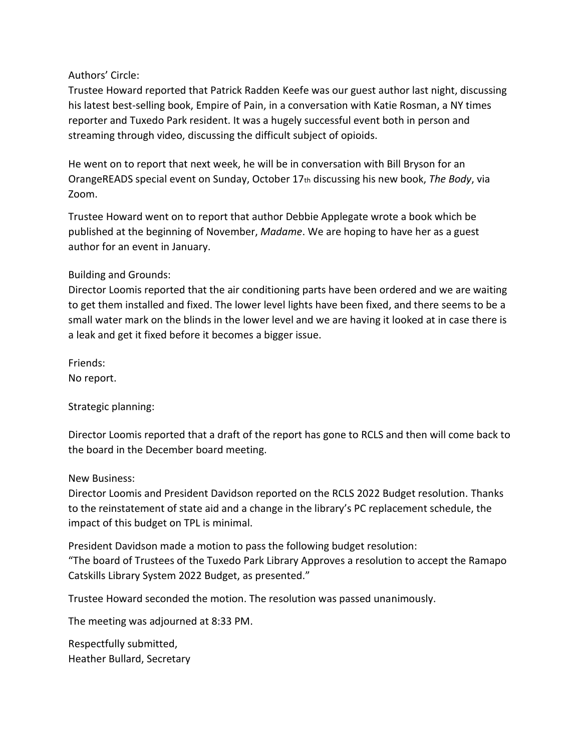Authors' Circle:
Trustee Howard reported that Patrick Radden Keefe was our guest author last night, discussing his latest best-selling book, Empire of Pain, in a conversation with Katie Rosman, a NY times reporter and Tuxedo Park resident. It was a hugely successful event both in person and streaming through video, discussing the difficult subject of opioids.

He went on to report that next week, he will be in conversation with Bill Bryson for an OrangeREADS special event on Sunday, October 17th discussing his new book, *The Body*, via Zoom.

Trustee Howard went on to report that author Debbie Applegate wrote a book which be published at the beginning of November, *Madame*. We are hoping to have her as a guest author for an event in January.

Building and Grounds:
Director Loomis reported that the air conditioning parts have been ordered and we are waiting to get them installed and fixed. The lower level lights have been fixed, and there seems to be a small water mark on the blinds in the lower level and we are having it looked at in case there is a leak and get it fixed before it becomes a bigger issue.

Friends:
No report.

Strategic planning:

Director Loomis reported that a draft of the report has gone to RCLS and then will come back to the board in the December board meeting.

New Business:
Director Loomis and President Davidson reported on the RCLS 2022 Budget resolution. Thanks to the reinstatement of state aid and a change in the library's PC replacement schedule, the impact of this budget on TPL is minimal.

President Davidson made a motion to pass the following budget resolution:
"The board of Trustees of the Tuxedo Park Library Approves a resolution to accept the Ramapo Catskills Library System 2022 Budget, as presented."

Trustee Howard seconded the motion. The resolution was passed unanimously.

The meeting was adjourned at 8:33 PM.

Respectfully submitted,
Heather Bullard, Secretary